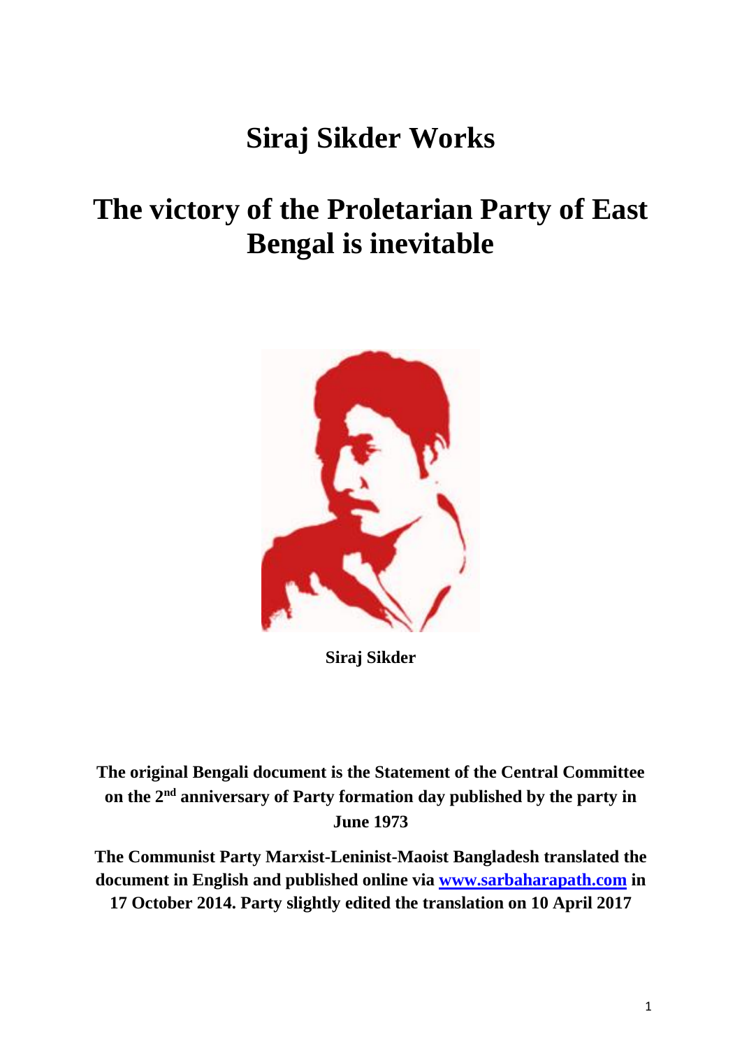# Siraj Sikder Works

# The victory of the Proletarian Party of East Bengal is inevitable

**Siraj Sikder**

**The original Bengali document is the Statement of the Central Committee on the 2nd anniversary of Party formation day published by the party in June 1973**

**The Communist Party Marxist-Leninist-Maoist Bangladesh translated the document in English and published online via www.sarbaharapath.com in 17 October 2014. Party slightly edited the translation on 10 April 2017**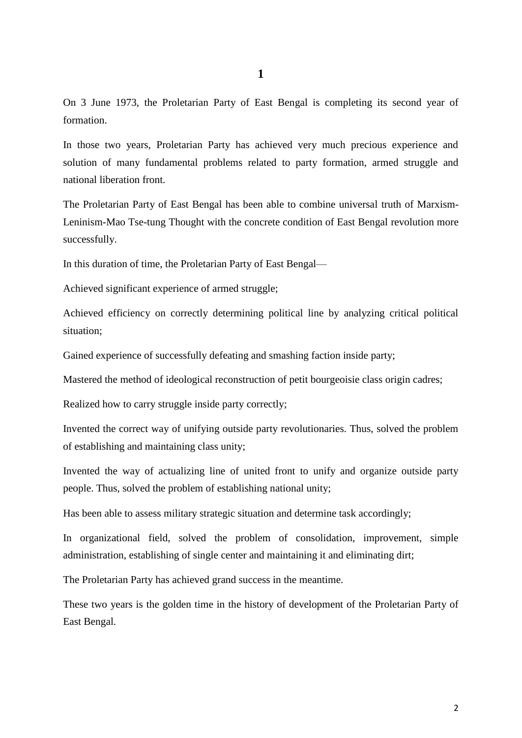## 1

On 3 June 1973, the Proletarian Party of East Bengal is completing its second year of formation.

In those two years, Proletarian Party has achieved very much precious experience and solution of many fundamental problems related to party formation, armed struggle and national liberation front.

The Proletarian Party of East Bengal has been able to combine universal truth of Marxism-Leninism-Mao Tse-tung Thought with the concrete condition of East Bengal revolution more successfully.

In this duration of time, the Proletarian Party of East Bengal—

Achieved significant experience of armed struggle;

Achieved efficiency on correctly determining political line by analyzing critical political situation;

Gained experience of successfully defeating and smashing faction inside party;

Mastered the method of ideological reconstruction of petit bourgeoisie class origin cadres;

Realized how to carry struggle inside party correctly;

Invented the correct way of unifying outside party revolutionaries. Thus, solved the problem of establishing and maintaining class unity;

Invented the way of actualizing line of united front to unify and organize outside party people. Thus, solved the problem of establishing national unity;

Has been able to assess military strategic situation and determine task accordingly;

In organizational field, solved the problem of consolidation, improvement, simple administration, establishing of single center and maintaining it and eliminating dirt;

The Proletarian Party has achieved grand success in the meantime.

These two years is the golden time in the history of development of the Proletarian Party of East Bengal.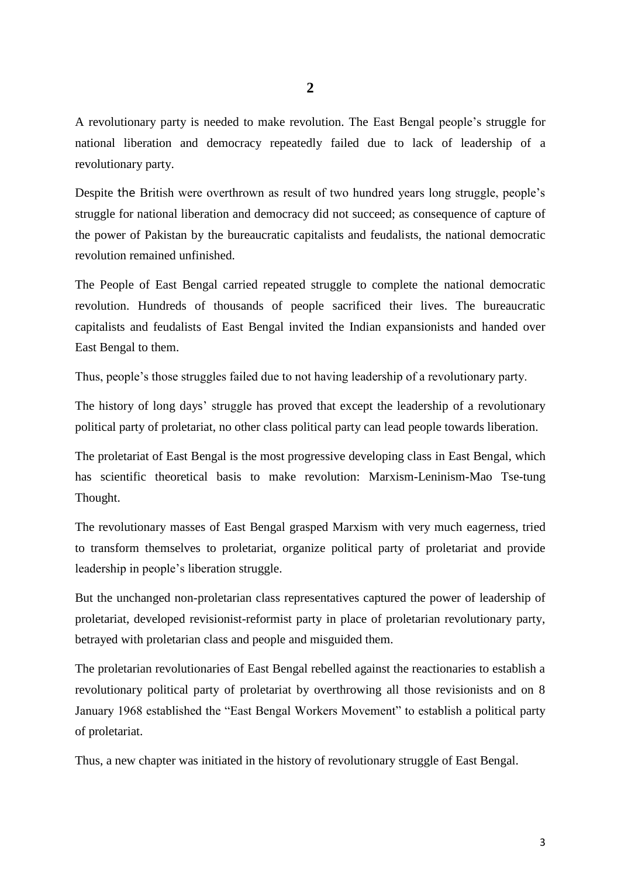## 2

A revolutionary party is needed to make revolution. The East Bengal people's struggle for national liberation and democracy repeatedly failed due to lack of leadership of a revolutionary party.

Despite the British were overthrown as result of two hundred years long struggle, people's struggle for national liberation and democracy did not succeed; as consequence of capture of the power of Pakistan by the bureaucratic capitalists and feudalists, the national democratic revolution remained unfinished.

The People of East Bengal carried repeated struggle to complete the national democratic revolution. Hundreds of thousands of people sacrificed their lives. The bureaucratic capitalists and feudalists of East Bengal invited the Indian expansionists and handed over East Bengal to them.

Thus, people's those struggles failed due to not having leadership of a revolutionary party.

The history of long days' struggle has proved that except the leadership of a revolutionary political party of proletariat, no other class political party can lead people towards liberation.

The proletariat of East Bengal is the most progressive developing class in East Bengal, which has scientific theoretical basis to make revolution: Marxism-Leninism-Mao Tse-tung Thought.

The revolutionary masses of East Bengal grasped Marxism with very much eagerness, tried to transform themselves to proletariat, organize political party of proletariat and provide leadership in people's liberation struggle.

But the unchanged non-proletarian class representatives captured the power of leadership of proletariat, developed revisionist-reformist party in place of proletarian revolutionary party, betrayed with proletarian class and people and misguided them.

The proletarian revolutionaries of East Bengal rebelled against the reactionaries to establish a revolutionary political party of proletariat by overthrowing all those revisionists and on 8 January 1968 established the "East Bengal Workers Movement" to establish a political party of proletariat.

Thus, a new chapter was initiated in the history of revolutionary struggle of East Bengal.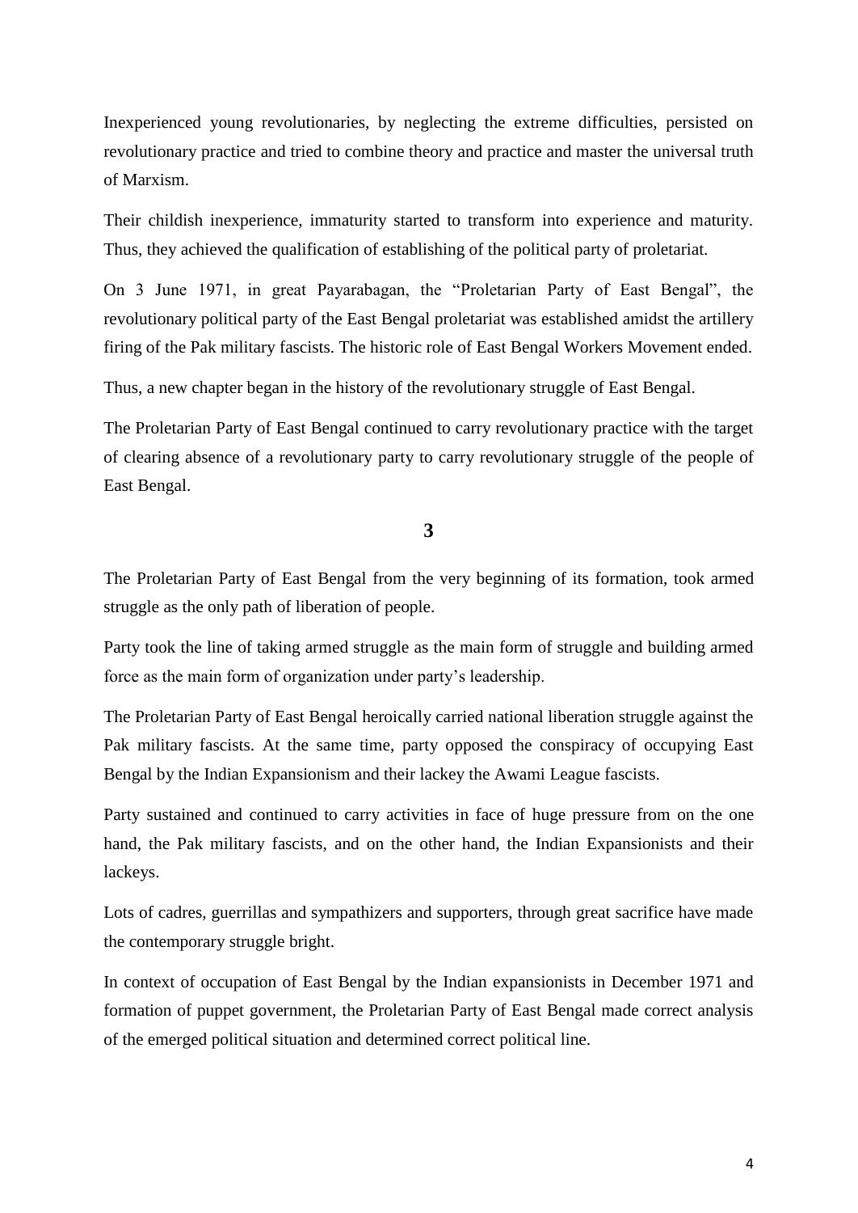Inexperienced young revolutionaries, by neglecting the extreme difficulties, persisted on revolutionary practice and tried to combine theory and practice and master the universal truth of Marxism.

Their childish inexperience, immaturity started to transform into experience and maturity. Thus, they achieved the qualification of establishing of the political party of proletariat.

On 3 June 1971, in great Payarabagan, the “Proletarian Party of East Bengal”, the revolutionary political party of the East Bengal proletariat was established amidst the artillery firing of the Pak military fascists. The historic role of East Bengal Workers Movement ended.

Thus, a new chapter began in the history of the revolutionary struggle of East Bengal.

The Proletarian Party of East Bengal continued to carry revolutionary practice with the target of clearing absence of a revolutionary party to carry revolutionary struggle of the people of East Bengal.

## 3

The Proletarian Party of East Bengal from the very beginning of its formation, took armed struggle as the only path of liberation of people.

Party took the line of taking armed struggle as the main form of struggle and building armed force as the main form of organization under party’s leadership.

The Proletarian Party of East Bengal heroically carried national liberation struggle against the Pak military fascists. At the same time, party opposed the conspiracy of occupying East Bengal by the Indian Expansionism and their lackey the Awami League fascists.

Party sustained and continued to carry activities in face of huge pressure from on the one hand, the Pak military fascists, and on the other hand, the Indian Expansionists and their lackeys.

Lots of cadres, guerrillas and sympathizers and supporters, through great sacrifice have made the contemporary struggle bright.

In context of occupation of East Bengal by the Indian expansionists in December 1971 and formation of puppet government, the Proletarian Party of East Bengal made correct analysis of the emerged political situation and determined correct political line.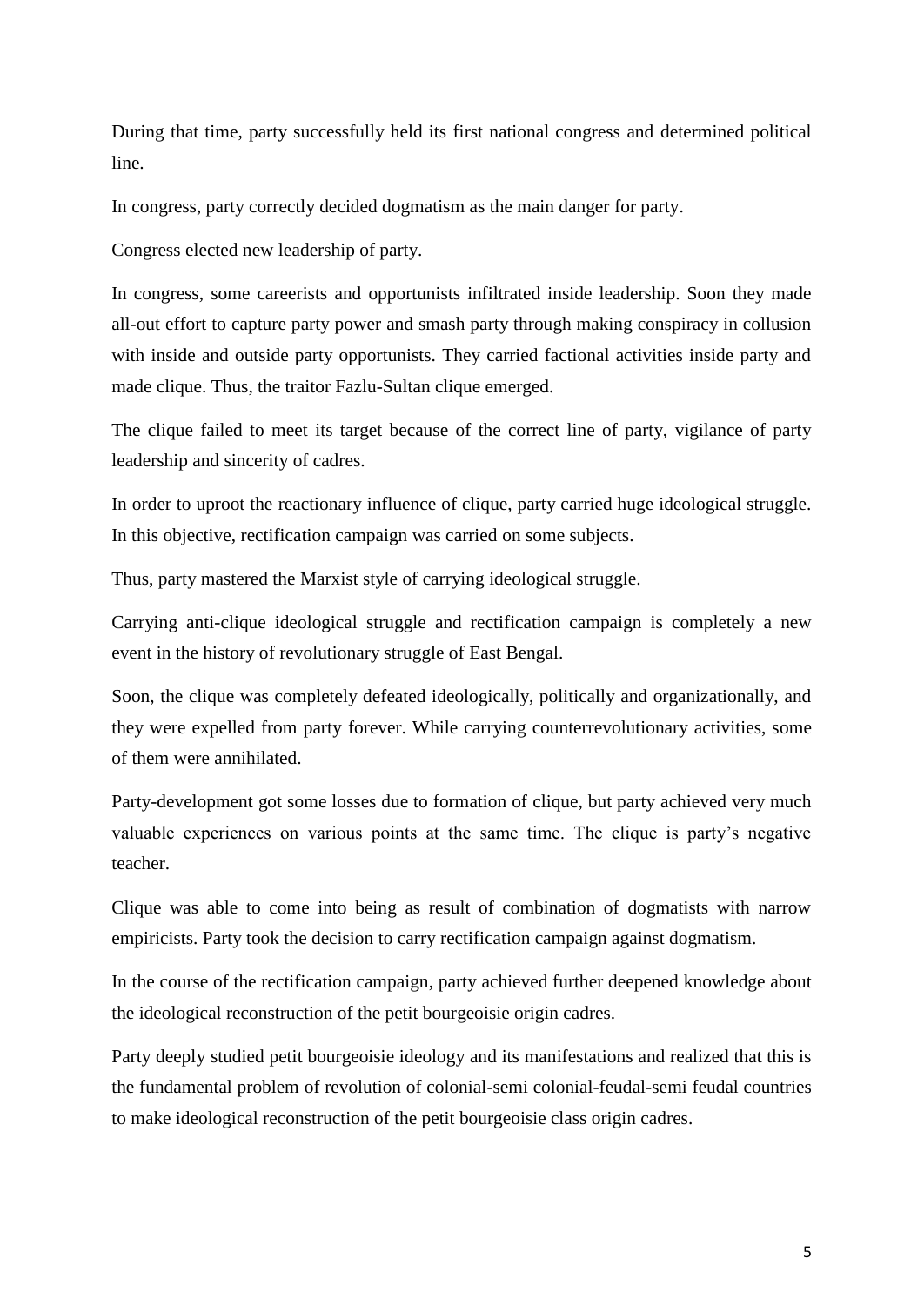During that time, party successfully held its first national congress and determined political line.

In congress, party correctly decided dogmatism as the main danger for party.

Congress elected new leadership of party.

In congress, some careerists and opportunists infiltrated inside leadership. Soon they made all-out effort to capture party power and smash party through making conspiracy in collusion with inside and outside party opportunists. They carried factional activities inside party and made clique. Thus, the traitor Fazlu-Sultan clique emerged.

The clique failed to meet its target because of the correct line of party, vigilance of party leadership and sincerity of cadres.

In order to uproot the reactionary influence of clique, party carried huge ideological struggle. In this objective, rectification campaign was carried on some subjects.

Thus, party mastered the Marxist style of carrying ideological struggle.

Carrying anti-clique ideological struggle and rectification campaign is completely a new event in the history of revolutionary struggle of East Bengal.

Soon, the clique was completely defeated ideologically, politically and organizationally, and they were expelled from party forever. While carrying counterrevolutionary activities, some of them were annihilated.

Party-development got some losses due to formation of clique, but party achieved very much valuable experiences on various points at the same time. The clique is party's negative teacher.

Clique was able to come into being as result of combination of dogmatists with narrow empiricists. Party took the decision to carry rectification campaign against dogmatism.

In the course of the rectification campaign, party achieved further deepened knowledge about the ideological reconstruction of the petit bourgeoisie origin cadres.

Party deeply studied petit bourgeoisie ideology and its manifestations and realized that this is the fundamental problem of revolution of colonial-semi colonial-feudal-semi feudal countries to make ideological reconstruction of the petit bourgeoisie class origin cadres.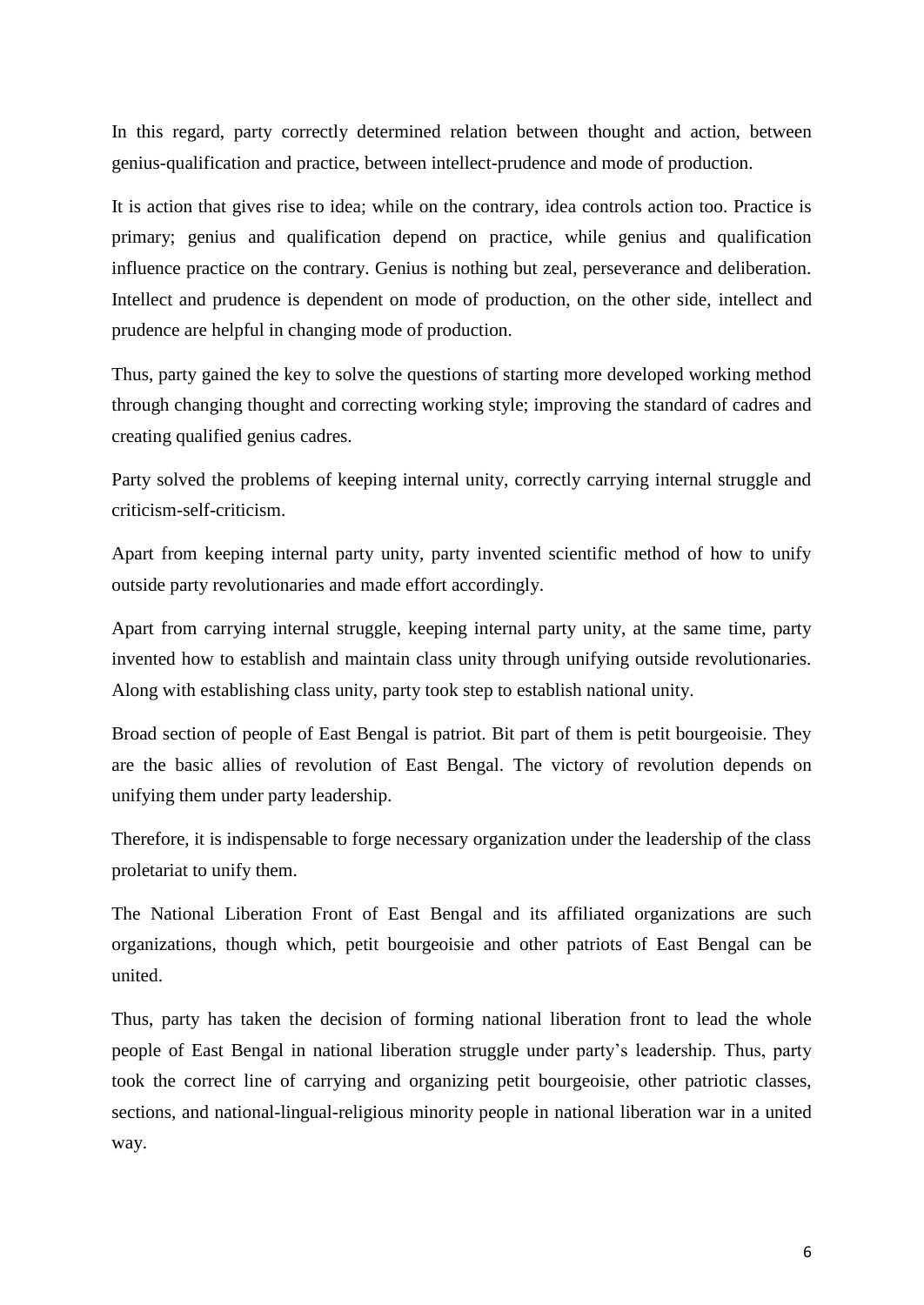In this regard, party correctly determined relation between thought and action, between genius-qualification and practice, between intellect-prudence and mode of production.

It is action that gives rise to idea; while on the contrary, idea controls action too. Practice is primary; genius and qualification depend on practice, while genius and qualification influence practice on the contrary. Genius is nothing but zeal, perseverance and deliberation. Intellect and prudence is dependent on mode of production, on the other side, intellect and prudence are helpful in changing mode of production.

Thus, party gained the key to solve the questions of starting more developed working method through changing thought and correcting working style; improving the standard of cadres and creating qualified genius cadres.

Party solved the problems of keeping internal unity, correctly carrying internal struggle and criticism-self-criticism.

Apart from keeping internal party unity, party invented scientific method of how to unify outside party revolutionaries and made effort accordingly.

Apart from carrying internal struggle, keeping internal party unity, at the same time, party invented how to establish and maintain class unity through unifying outside revolutionaries. Along with establishing class unity, party took step to establish national unity.

Broad section of people of East Bengal is patriot. Bit part of them is petit bourgeoisie. They are the basic allies of revolution of East Bengal. The victory of revolution depends on unifying them under party leadership.

Therefore, it is indispensable to forge necessary organization under the leadership of the class proletariat to unify them.

The National Liberation Front of East Bengal and its affiliated organizations are such organizations, though which, petit bourgeoisie and other patriots of East Bengal can be united.

Thus, party has taken the decision of forming national liberation front to lead the whole people of East Bengal in national liberation struggle under party's leadership. Thus, party took the correct line of carrying and organizing petit bourgeoisie, other patriotic classes, sections, and national-lingual-religious minority people in national liberation war in a united way.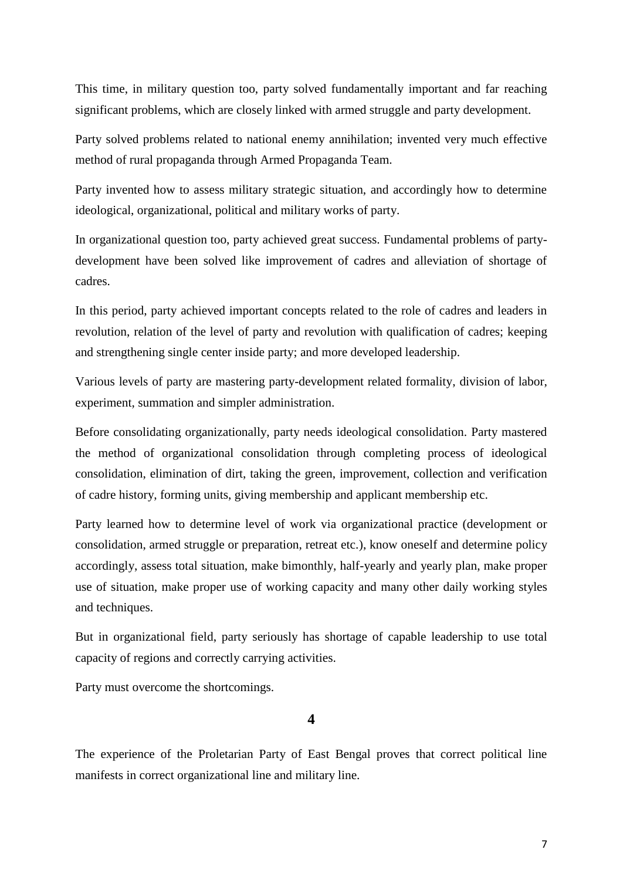This time, in military question too, party solved fundamentally important and far reaching significant problems, which are closely linked with armed struggle and party development.

Party solved problems related to national enemy annihilation; invented very much effective method of rural propaganda through Armed Propaganda Team.

Party invented how to assess military strategic situation, and accordingly how to determine ideological, organizational, political and military works of party.

In organizational question too, party achieved great success. Fundamental problems of party-development have been solved like improvement of cadres and alleviation of shortage of cadres.

In this period, party achieved important concepts related to the role of cadres and leaders in revolution, relation of the level of party and revolution with qualification of cadres; keeping and strengthening single center inside party; and more developed leadership.

Various levels of party are mastering party-development related formality, division of labor, experiment, summation and simpler administration.

Before consolidating organizationally, party needs ideological consolidation. Party mastered the method of organizational consolidation through completing process of ideological consolidation, elimination of dirt, taking the green, improvement, collection and verification of cadre history, forming units, giving membership and applicant membership etc.

Party learned how to determine level of work via organizational practice (development or consolidation, armed struggle or preparation, retreat etc.), know oneself and determine policy accordingly, assess total situation, make bimonthly, half-yearly and yearly plan, make proper use of situation, make proper use of working capacity and many other daily working styles and techniques.

But in organizational field, party seriously has shortage of capable leadership to use total capacity of regions and correctly carrying activities.

Party must overcome the shortcomings.

## 4

The experience of the Proletarian Party of East Bengal proves that correct political line manifests in correct organizational line and military line.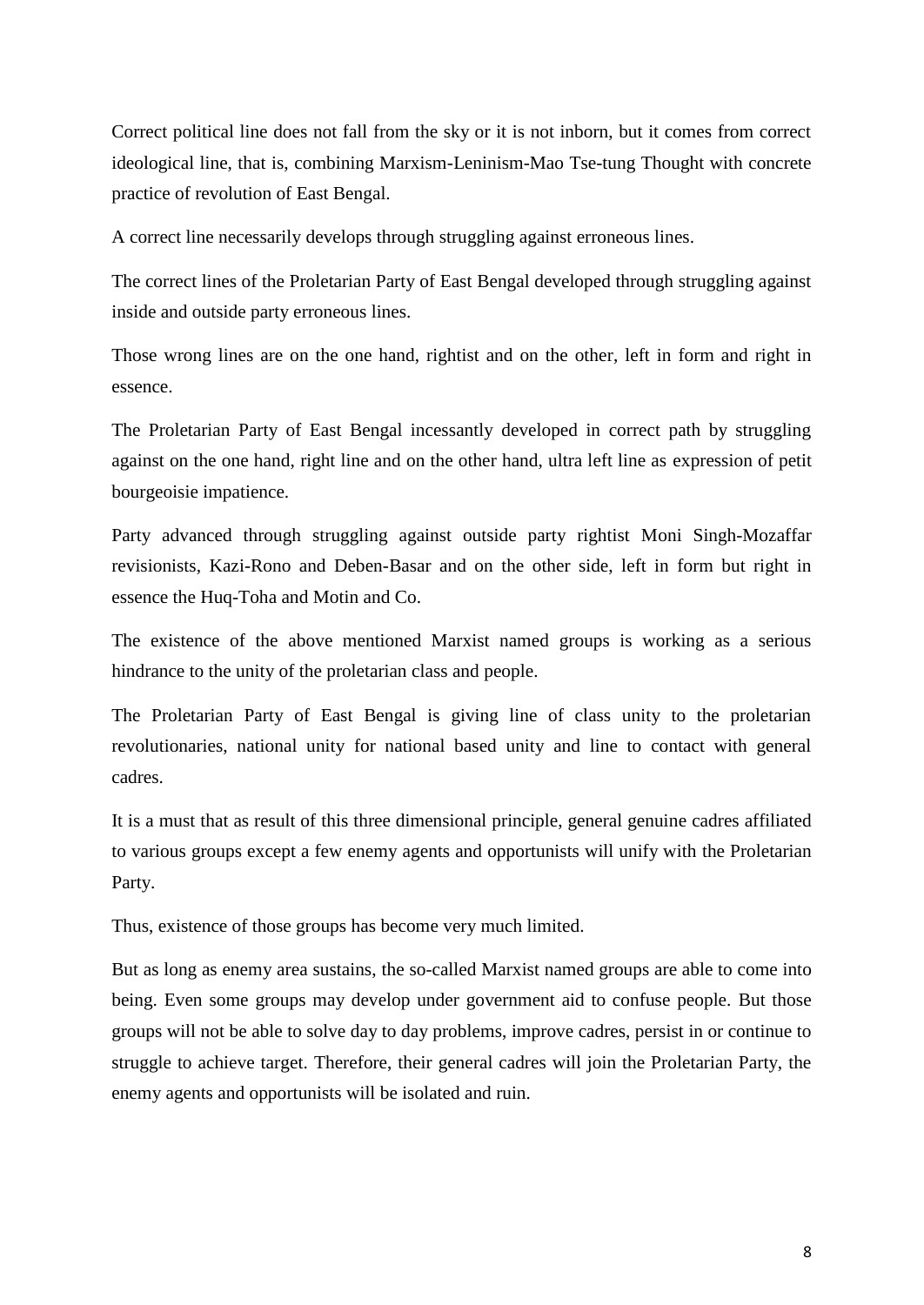Correct political line does not fall from the sky or it is not inborn, but it comes from correct ideological line, that is, combining Marxism-Leninism-Mao Tse-tung Thought with concrete practice of revolution of East Bengal.

A correct line necessarily develops through struggling against erroneous lines.

The correct lines of the Proletarian Party of East Bengal developed through struggling against inside and outside party erroneous lines.

Those wrong lines are on the one hand, rightist and on the other, left in form and right in essence.

The Proletarian Party of East Bengal incessantly developed in correct path by struggling against on the one hand, right line and on the other hand, ultra left line as expression of petit bourgeoisie impatience.

Party advanced through struggling against outside party rightist Moni Singh-Mozaffar revisionists, Kazi-Rono and Deben-Basar and on the other side, left in form but right in essence the Huq-Toha and Motin and Co.

The existence of the above mentioned Marxist named groups is working as a serious hindrance to the unity of the proletarian class and people.

The Proletarian Party of East Bengal is giving line of class unity to the proletarian revolutionaries, national unity for national based unity and line to contact with general cadres.

It is a must that as result of this three dimensional principle, general genuine cadres affiliated to various groups except a few enemy agents and opportunists will unify with the Proletarian Party.

Thus, existence of those groups has become very much limited.

But as long as enemy area sustains, the so-called Marxist named groups are able to come into being. Even some groups may develop under government aid to confuse people. But those groups will not be able to solve day to day problems, improve cadres, persist in or continue to struggle to achieve target. Therefore, their general cadres will join the Proletarian Party, the enemy agents and opportunists will be isolated and ruin.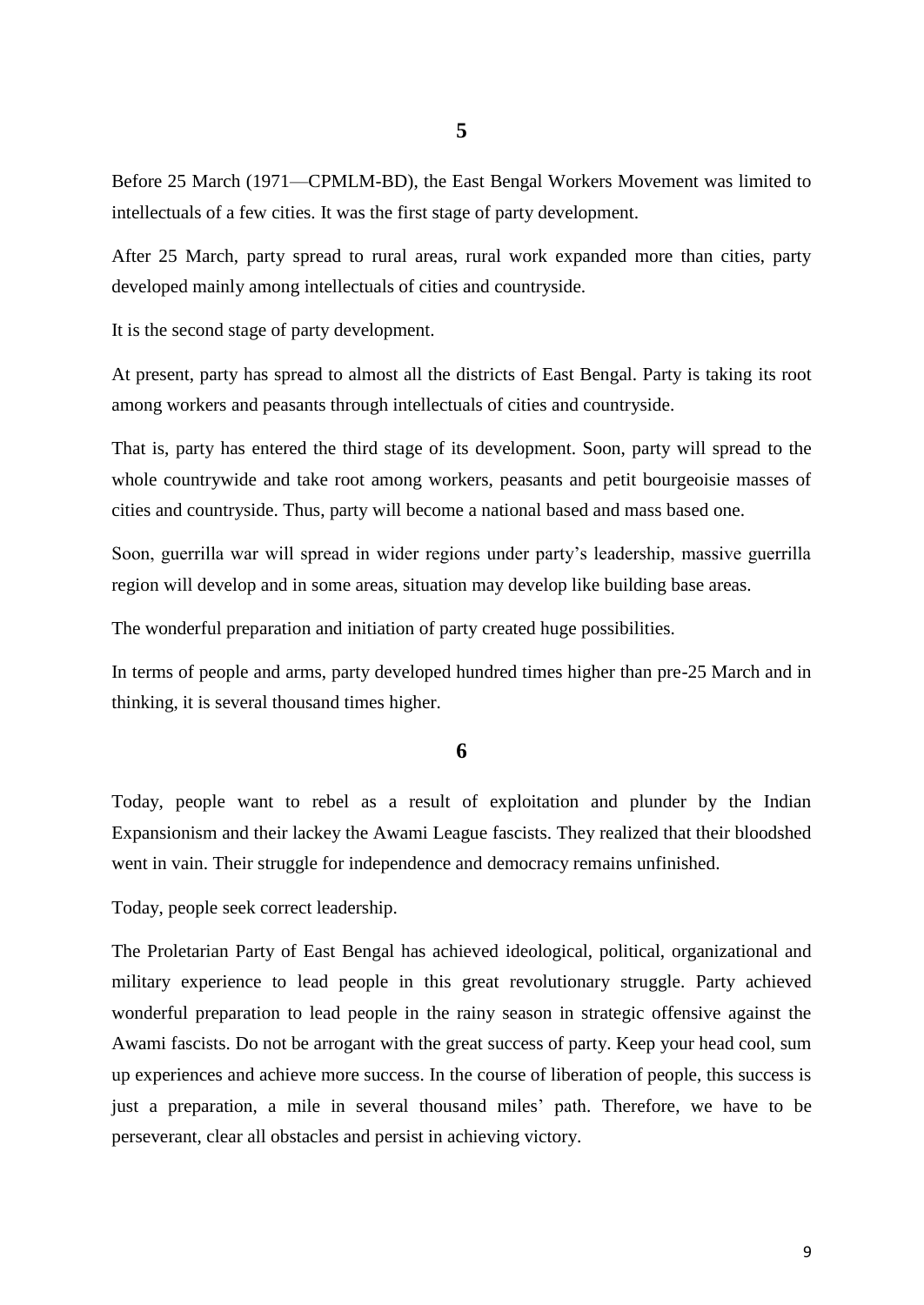## 5

Before 25 March (1971—CPMLM-BD), the East Bengal Workers Movement was limited to intellectuals of a few cities. It was the first stage of party development.

After 25 March, party spread to rural areas, rural work expanded more than cities, party developed mainly among intellectuals of cities and countryside.

It is the second stage of party development.

At present, party has spread to almost all the districts of East Bengal. Party is taking its root among workers and peasants through intellectuals of cities and countryside.

That is, party has entered the third stage of its development. Soon, party will spread to the whole countrywide and take root among workers, peasants and petit bourgeoisie masses of cities and countryside. Thus, party will become a national based and mass based one.

Soon, guerrilla war will spread in wider regions under party's leadership, massive guerrilla region will develop and in some areas, situation may develop like building base areas.

The wonderful preparation and initiation of party created huge possibilities.

In terms of people and arms, party developed hundred times higher than pre-25 March and in thinking, it is several thousand times higher.

## 6

Today, people want to rebel as a result of exploitation and plunder by the Indian Expansionism and their lackey the Awami League fascists. They realized that their bloodshed went in vain. Their struggle for independence and democracy remains unfinished.

Today, people seek correct leadership.

The Proletarian Party of East Bengal has achieved ideological, political, organizational and military experience to lead people in this great revolutionary struggle. Party achieved wonderful preparation to lead people in the rainy season in strategic offensive against the Awami fascists. Do not be arrogant with the great success of party. Keep your head cool, sum up experiences and achieve more success. In the course of liberation of people, this success is just a preparation, a mile in several thousand miles' path. Therefore, we have to be perseverant, clear all obstacles and persist in achieving victory.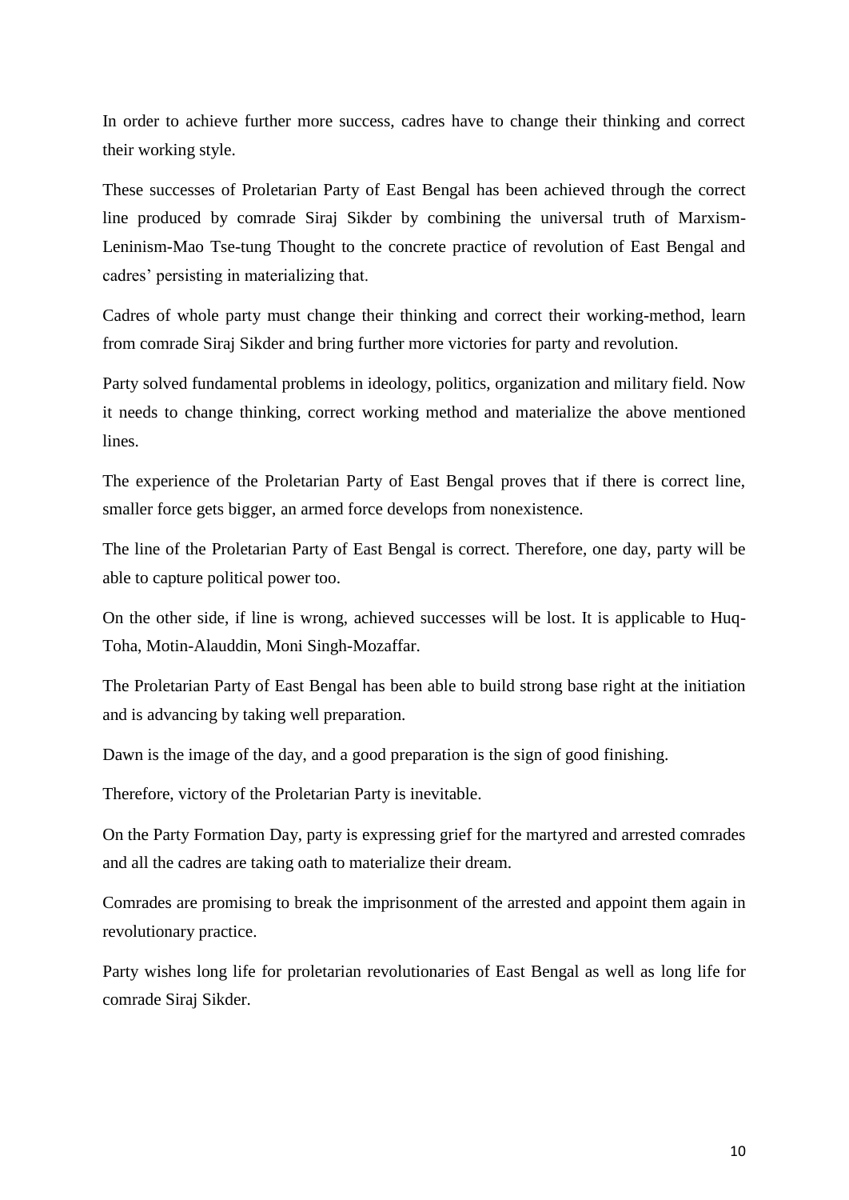In order to achieve further more success, cadres have to change their thinking and correct their working style.

These successes of Proletarian Party of East Bengal has been achieved through the correct line produced by comrade Siraj Sikder by combining the universal truth of Marxism-Leninism-Mao Tse-tung Thought to the concrete practice of revolution of East Bengal and cadres' persisting in materializing that.

Cadres of whole party must change their thinking and correct their working-method, learn from comrade Siraj Sikder and bring further more victories for party and revolution.

Party solved fundamental problems in ideology, politics, organization and military field. Now it needs to change thinking, correct working method and materialize the above mentioned lines.

The experience of the Proletarian Party of East Bengal proves that if there is correct line, smaller force gets bigger, an armed force develops from nonexistence.

The line of the Proletarian Party of East Bengal is correct. Therefore, one day, party will be able to capture political power too.

On the other side, if line is wrong, achieved successes will be lost. It is applicable to Huq-Toha, Motin-Alauddin, Moni Singh-Mozaffar.

The Proletarian Party of East Bengal has been able to build strong base right at the initiation and is advancing by taking well preparation.

Dawn is the image of the day, and a good preparation is the sign of good finishing.

Therefore, victory of the Proletarian Party is inevitable.

On the Party Formation Day, party is expressing grief for the martyred and arrested comrades and all the cadres are taking oath to materialize their dream.

Comrades are promising to break the imprisonment of the arrested and appoint them again in revolutionary practice.

Party wishes long life for proletarian revolutionaries of East Bengal as well as long life for comrade Siraj Sikder.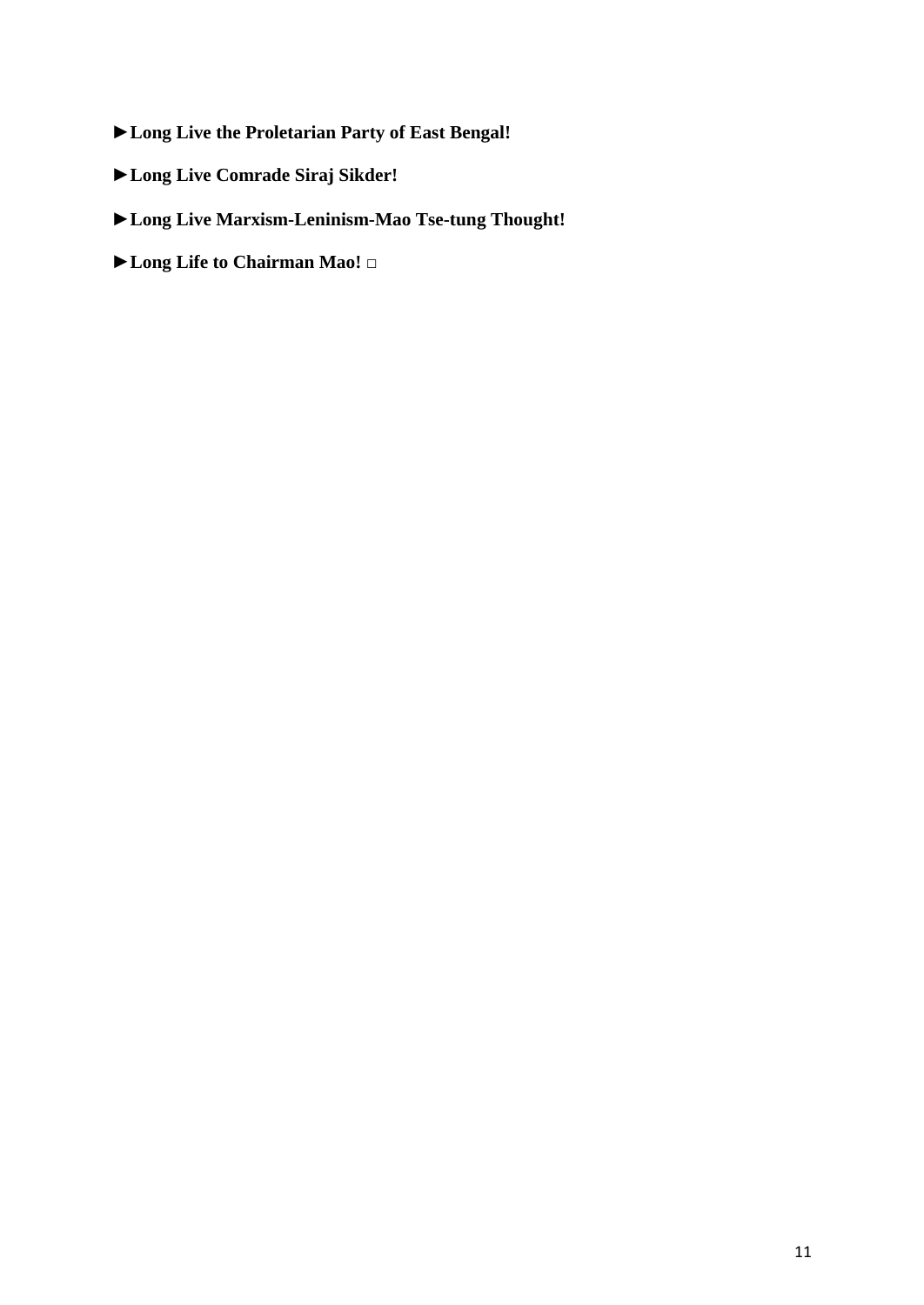►**Long Live the Proletarian Party of East Bengal!**

►**Long Live Comrade Siraj Sikder!**

►**Long Live Marxism-Leninism-Mao Tse-tung Thought!**

►**Long Life to Chairman Mao!** □